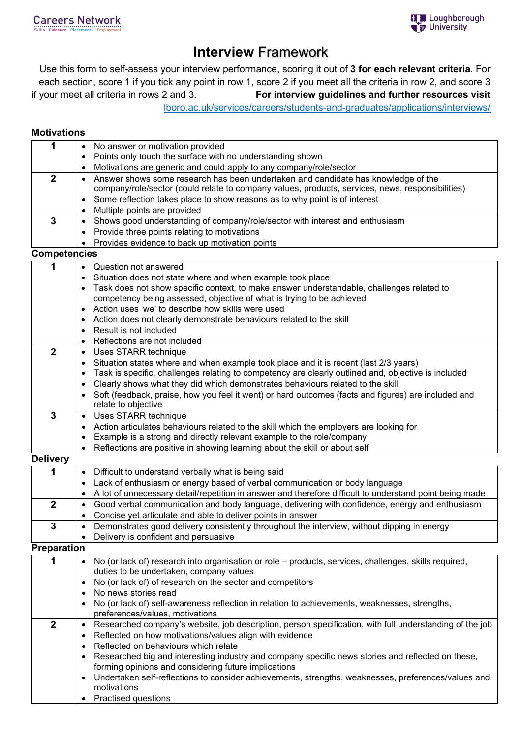Careers Network
Skills Guidance Placements Employment

Loughborough University

# Interview Framework

Use this form to self-assess your interview performance, scoring it out of **3 for each relevant criteria**. For each section, score 1 if you tick any point in row 1, score 2 if you meet all the criteria in row 2, and score 3 if your meet all criteria in rows 2 and 3. **For interview guidelines and further resources visit** lboro.ac.uk/services/careers/students-and-graduates/applications/interviews/

## Motivations

| Score | Criteria |
|---|---|
| **1** | • No answer or motivation provided<br>• Points only touch the surface with no understanding shown<br>• Motivations are generic and could apply to any company/role/sector |
| **2** | • Answer shows some research has been undertaken and candidate has knowledge of the company/role/sector (could relate to company values, products, services, news, responsibilities)<br>• Some reflection takes place to show reasons as to why point is of interest<br>• Multiple points are provided |
| **3** | • Shows good understanding of company/role/sector with interest and enthusiasm<br>• Provide three points relating to motivations<br>• Provides evidence to back up motivation points |

## Competencies

| Score | Criteria |
|---|---|
| **1** | • Question not answered<br>• Situation does not state where and when example took place<br>• Task does not show specific context, to make answer understandable, challenges related to competency being assessed, objective of what is trying to be achieved<br>• Action uses 'we' to describe how skills were used<br>• Action does not clearly demonstrate behaviours related to the skill<br>• Result is not included<br>• Reflections are not included |
| **2** | • Uses STARR technique<br>• Situation states where and when example took place and it is recent (last 2/3 years)<br>• Task is specific, challenges relating to competency are clearly outlined and, objective is included<br>• Clearly shows what they did which demonstrates behaviours related to the skill<br>• Soft (feedback, praise, how you feel it went) or hard outcomes (facts and figures) are included and relate to objective |
| **3** | • Uses STARR technique<br>• Action articulates behaviours related to the skill which the employers are looking for<br>• Example is a strong and directly relevant example to the role/company<br>• Reflections are positive in showing learning about the skill or about self |

## Delivery

| Score | Criteria |
|---|---|
| **1** | • Difficult to understand verbally what is being said<br>• Lack of enthusiasm or energy based of verbal communication or body language<br>• A lot of unnecessary detail/repetition in answer and therefore difficult to understand point being made |
| **2** | • Good verbal communication and body language, delivering with confidence, energy and enthusiasm<br>• Concise yet articulate and able to deliver points in answer |
| **3** | • Demonstrates good delivery consistently throughout the interview, without dipping in energy<br>• Delivery is confident and persuasive |

## Preparation

| Score | Criteria |
|---|---|
| **1** | • No (or lack of) research into organisation or role – products, services, challenges, skills required, duties to be undertaken, company values<br>• No (or lack of) of research on the sector and competitors<br>• No news stories read<br>• No (or lack of) self-awareness reflection in relation to achievements, weaknesses, strengths, preferences/values, motivations |
| **2** | • Researched company's website, job description, person specification, with full understanding of the job<br>• Reflected on how motivations/values align with evidence<br>• Reflected on behaviours which relate<br>• Researched big and interesting industry and company specific news stories and reflected on these, forming opinions and considering future implications<br>• Undertaken self-reflections to consider achievements, strengths, weaknesses, preferences/values and motivations<br>• Practised questions |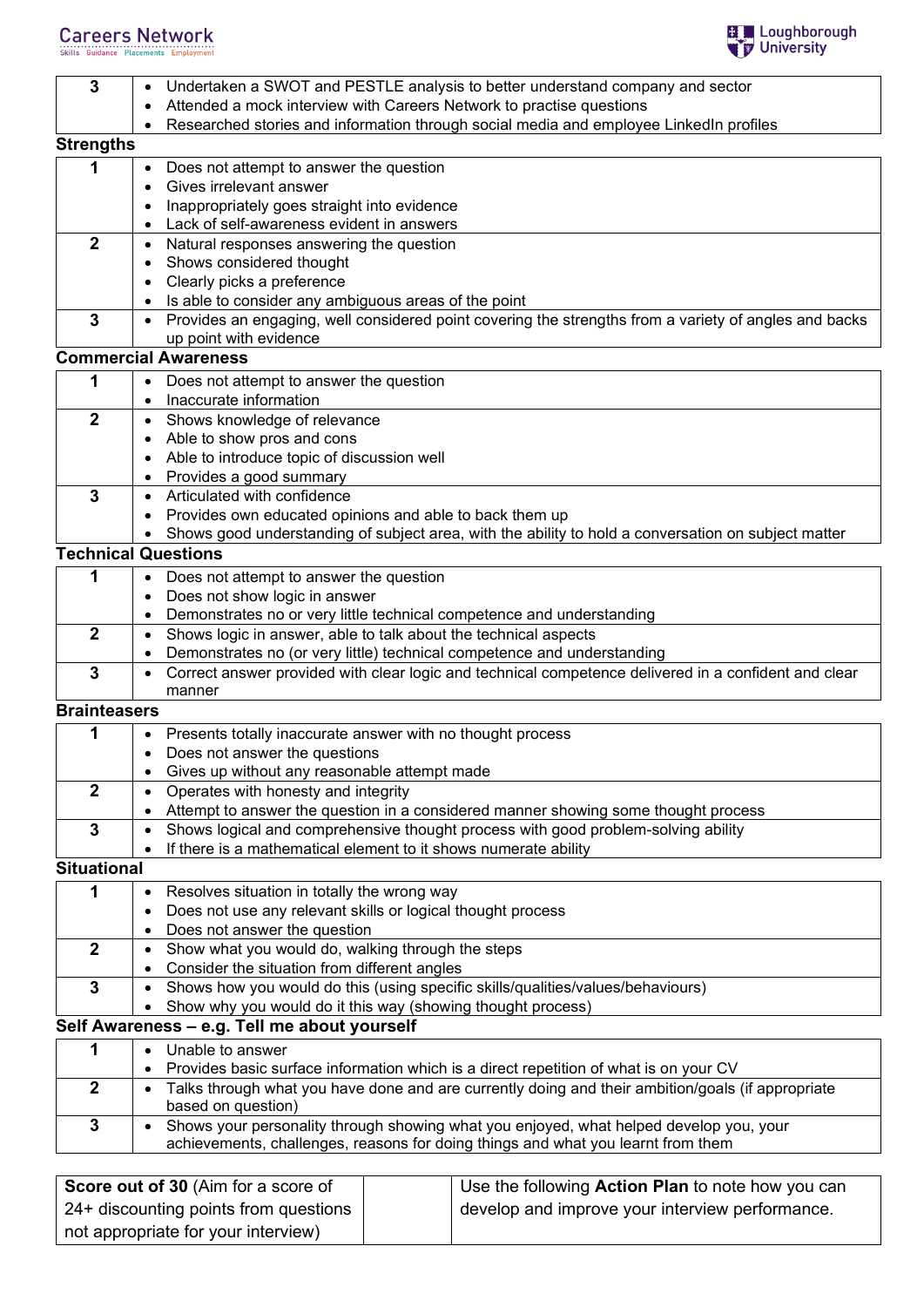| | |
|---|---|
| 3 | • Undertaken a SWOT and PESTLE analysis to better understand company and sector<br>• Attended a mock interview with Careers Network to practise questions<br>• Researched stories and information through social media and employee LinkedIn profiles |

**Strengths**

| | |
|---|---|
| 1 | • Does not attempt to answer the question<br>• Gives irrelevant answer<br>• Inappropriately goes straight into evidence<br>• Lack of self-awareness evident in answers |
| 2 | • Natural responses answering the question<br>• Shows considered thought<br>• Clearly picks a preference<br>• Is able to consider any ambiguous areas of the point |
| 3 | • Provides an engaging, well considered point covering the strengths from a variety of angles and backs up point with evidence |

**Commercial Awareness**

| | |
|---|---|
| 1 | • Does not attempt to answer the question<br>• Inaccurate information |
| 2 | • Shows knowledge of relevance<br>• Able to show pros and cons<br>• Able to introduce topic of discussion well<br>• Provides a good summary |
| 3 | • Articulated with confidence<br>• Provides own educated opinions and able to back them up<br>• Shows good understanding of subject area, with the ability to hold a conversation on subject matter |

**Technical Questions**

| | |
|---|---|
| 1 | • Does not attempt to answer the question<br>• Does not show logic in answer<br>• Demonstrates no or very little technical competence and understanding |
| 2 | • Shows logic in answer, able to talk about the technical aspects<br>• Demonstrates no (or very little) technical competence and understanding |
| 3 | • Correct answer provided with clear logic and technical competence delivered in a confident and clear manner |

**Brainteasers**

| | |
|---|---|
| 1 | • Presents totally inaccurate answer with no thought process<br>• Does not answer the questions<br>• Gives up without any reasonable attempt made |
| 2 | • Operates with honesty and integrity<br>• Attempt to answer the question in a considered manner showing some thought process |
| 3 | • Shows logical and comprehensive thought process with good problem-solving ability<br>• If there is a mathematical element to it shows numerate ability |

**Situational**

| | |
|---|---|
| 1 | • Resolves situation in totally the wrong way<br>• Does not use any relevant skills or logical thought process<br>• Does not answer the question |
| 2 | • Show what you would do, walking through the steps<br>• Consider the situation from different angles |
| 3 | • Shows how you would do this (using specific skills/qualities/values/behaviours)<br>• Show why you would do it this way (showing thought process) |

**Self Awareness – e.g. Tell me about yourself**

| | |
|---|---|
| 1 | • Unable to answer<br>• Provides basic surface information which is a direct repetition of what is on your CV |
| 2 | • Talks through what you have done and are currently doing and their ambition/goals (if appropriate based on question) |
| 3 | • Shows your personality through showing what you enjoyed, what helped develop you, your achievements, challenges, reasons for doing things and what you learnt from them |

| **Score out of 30** (Aim for a score of 24+ discounting points from questions not appropriate for your interview) | | Use the following **Action Plan** to note how you can develop and improve your interview performance. |
|---|---|---|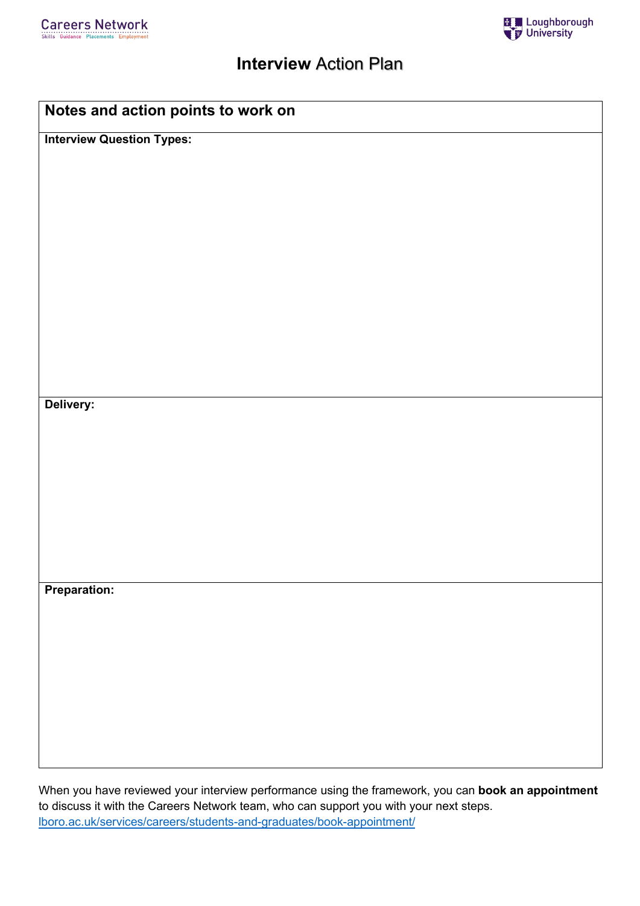# Interview Action Plan

| Notes and action points to work on |
| --- |
| **Interview Question Types:** |
| **Delivery:** |
| **Preparation:** |

When you have reviewed your interview performance using the framework, you can **book an appointment** to discuss it with the Careers Network team, who can support you with your next steps.
lboro.ac.uk/services/careers/students-and-graduates/book-appointment/